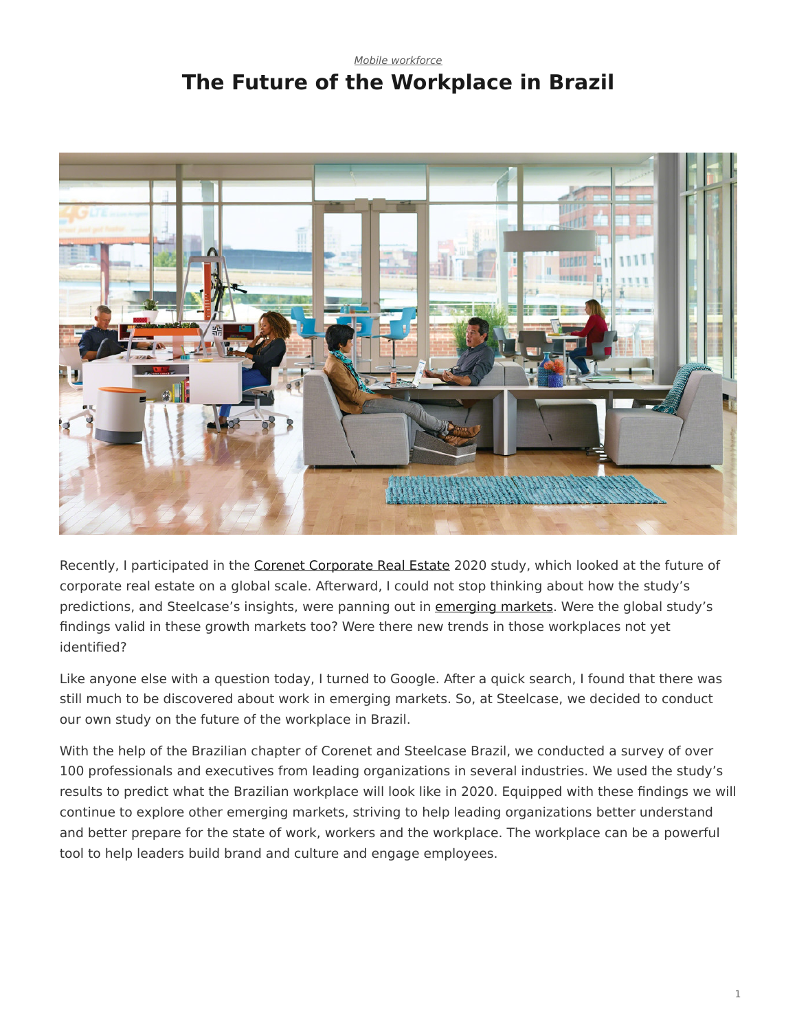*Mobile workforce*

# The Future of the Workplace in Brazil

Recently, I participated in the Corenet Corporate Real Estate 2020 study, which looked at the future of corporate real estate on a global scale. Afterward, I could not stop thinking about how the study's predictions, and Steelcase's insights, were panning out in emerging markets. Were the global study's findings valid in these growth markets too? Were there new trends in those workplaces not yet identified?

Like anyone else with a question today, I turned to Google. After a quick search, I found that there was still much to be discovered about work in emerging markets. So, at Steelcase, we decided to conduct our own study on the future of the workplace in Brazil.

With the help of the Brazilian chapter of Corenet and Steelcase Brazil, we conducted a survey of over 100 professionals and executives from leading organizations in several industries. We used the study's results to predict what the Brazilian workplace will look like in 2020. Equipped with these findings we will continue to explore other emerging markets, striving to help leading organizations better understand and better prepare for the state of work, workers and the workplace. The workplace can be a powerful tool to help leaders build brand and culture and engage employees.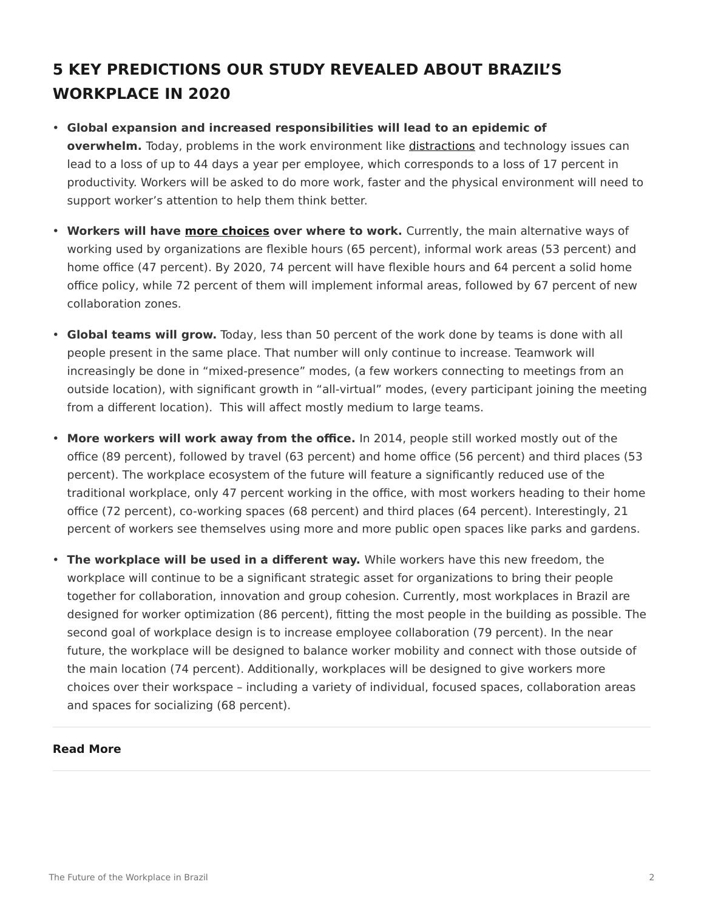## 5 KEY PREDICTIONS OUR STUDY REVEALED ABOUT BRAZIL'S WORKPLACE IN 2020

- **Global expansion and increased responsibilities will lead to an epidemic of overwhelm.** Today, problems in the work environment like distractions and technology issues can lead to a loss of up to 44 days a year per employee, which corresponds to a loss of 17 percent in productivity. Workers will be asked to do more work, faster and the physical environment will need to support worker's attention to help them think better.

- **Workers will have more choices over where to work.** Currently, the main alternative ways of working used by organizations are flexible hours (65 percent), informal work areas (53 percent) and home office (47 percent). By 2020, 74 percent will have flexible hours and 64 percent a solid home office policy, while 72 percent of them will implement informal areas, followed by 67 percent of new collaboration zones.

- **Global teams will grow.** Today, less than 50 percent of the work done by teams is done with all people present in the same place. That number will only continue to increase. Teamwork will increasingly be done in "mixed-presence" modes, (a few workers connecting to meetings from an outside location), with significant growth in "all-virtual" modes, (every participant joining the meeting from a different location). This will affect mostly medium to large teams.

- **More workers will work away from the office.** In 2014, people still worked mostly out of the office (89 percent), followed by travel (63 percent) and home office (56 percent) and third places (53 percent). The workplace ecosystem of the future will feature a significantly reduced use of the traditional workplace, only 47 percent working in the office, with most workers heading to their home office (72 percent), co-working spaces (68 percent) and third places (64 percent). Interestingly, 21 percent of workers see themselves using more and more public open spaces like parks and gardens.

- **The workplace will be used in a different way.** While workers have this new freedom, the workplace will continue to be a significant strategic asset for organizations to bring their people together for collaboration, innovation and group cohesion. Currently, most workplaces in Brazil are designed for worker optimization (86 percent), fitting the most people in the building as possible. The second goal of workplace design is to increase employee collaboration (79 percent). In the near future, the workplace will be designed to balance worker mobility and connect with those outside of the main location (74 percent). Additionally, workplaces will be designed to give workers more choices over their workspace – including a variety of individual, focused spaces, collaboration areas and spaces for socializing (68 percent).

**Read More**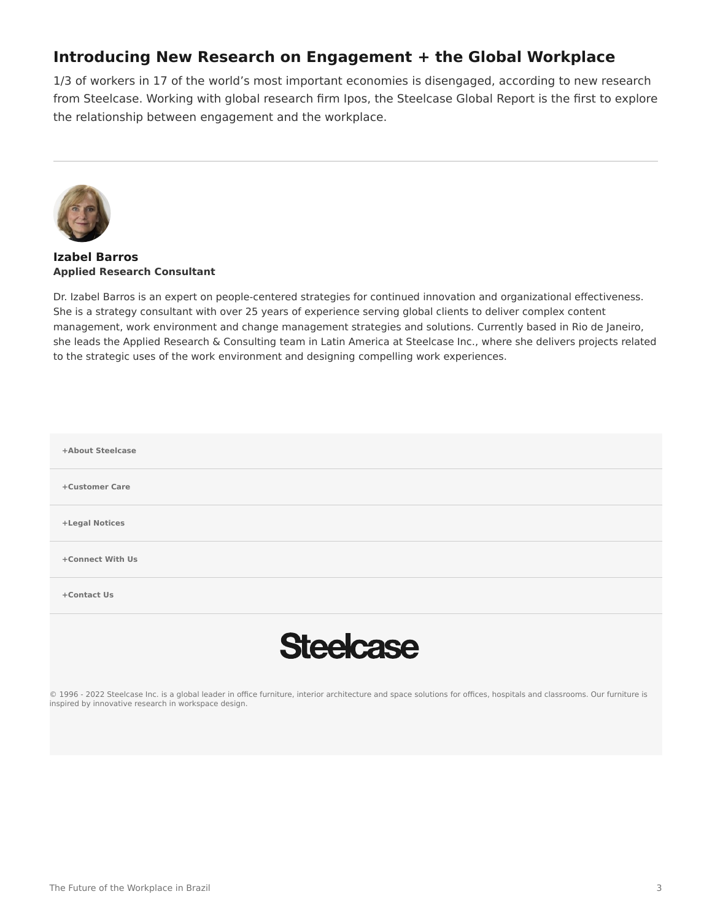## Introducing New Research on Engagement + the Global Workplace

1/3 of workers in 17 of the world's most important economies is disengaged, according to new research from Steelcase. Working with global research firm Ipos, the Steelcase Global Report is the first to explore the relationship between engagement and the workplace.

---

**Izabel Barros**
**Applied Research Consultant**

Dr. Izabel Barros is an expert on people-centered strategies for continued innovation and organizational effectiveness. She is a strategy consultant with over 25 years of experience serving global clients to deliver complex content management, work environment and change management strategies and solutions. Currently based in Rio de Janeiro, she leads the Applied Research & Consulting team in Latin America at Steelcase Inc., where she delivers projects related to the strategic uses of the work environment and designing compelling work experiences.

+About Steelcase

+Customer Care

+Legal Notices

+Connect With Us

+Contact Us

Steelcase

© 1996 - 2022 Steelcase Inc. is a global leader in office furniture, interior architecture and space solutions for offices, hospitals and classrooms. Our furniture is inspired by innovative research in workspace design.